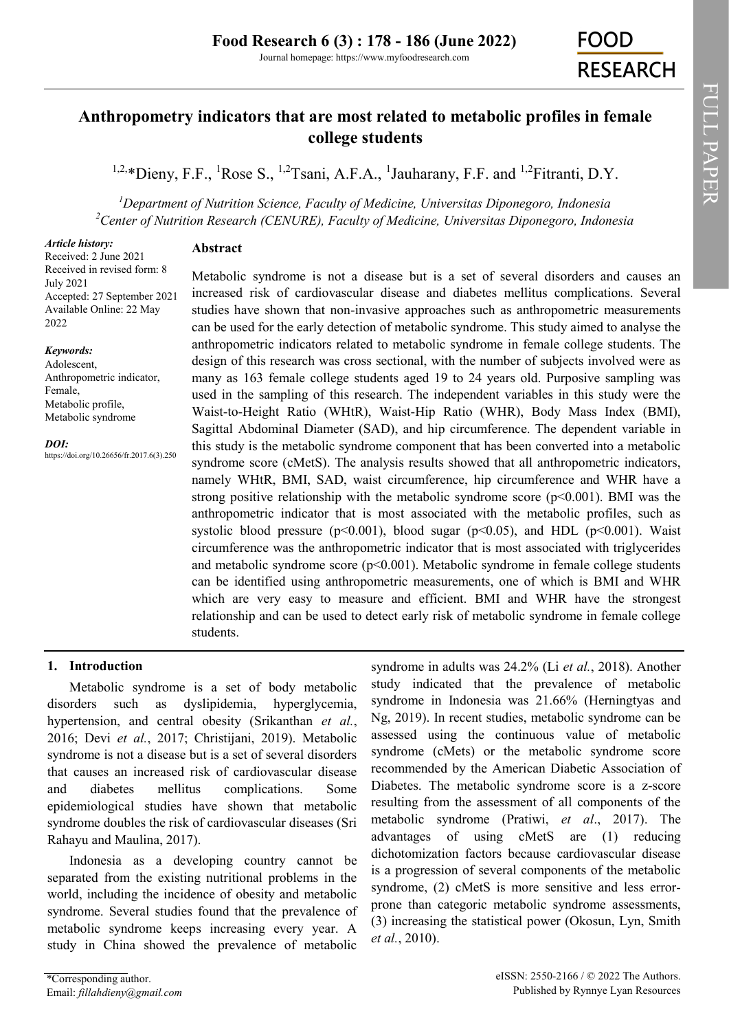# Anthropometry indicators that are most related to metabolic profiles in female college students

[1,2,]*Dieny, F.F., [1]Rose S., [1,2]Tsani, A.F.A., [1]Jauharany, F.F. and [1,2]Fitranti, D.Y.

[1]*Department of Nutrition Science, Faculty of Medicine, Universitas Diponegoro, Indonesia*
[2]*Center of Nutrition Research (CENURE), Faculty of Medicine, Universitas Diponegoro, Indonesia*

***Article history:***
Received: 2 June 2021
Received in revised form: 8 July 2021
Accepted: 27 September 2021
Available Online: 22 May 2022

***Keywords:***
Adolescent,
Anthropometric indicator,
Female,
Metabolic profile,
Metabolic syndrome

***DOI:***
https://doi.org/10.26656/fr.2017.6(3).250

## Abstract

Metabolic syndrome is not a disease but is a set of several disorders and causes an increased risk of cardiovascular disease and diabetes mellitus complications. Several studies have shown that non-invasive approaches such as anthropometric measurements can be used for the early detection of metabolic syndrome. This study aimed to analyse the anthropometric indicators related to metabolic syndrome in female college students. The design of this research was cross sectional, with the number of subjects involved were as many as 163 female college students aged 19 to 24 years old. Purposive sampling was used in the sampling of this research. The independent variables in this study were the Waist-to-Height Ratio (WHtR), Waist-Hip Ratio (WHR), Body Mass Index (BMI), Sagittal Abdominal Diameter (SAD), and hip circumference. The dependent variable in this study is the metabolic syndrome component that has been converted into a metabolic syndrome score (cMetS). The analysis results showed that all anthropometric indicators, namely WHtR, BMI, SAD, waist circumference, hip circumference and WHR have a strong positive relationship with the metabolic syndrome score ($p<0.001$). BMI was the anthropometric indicator that is most associated with the metabolic profiles, such as systolic blood pressure ($p<0.001$), blood sugar ($p<0.05$), and HDL ($p<0.001$). Waist circumference was the anthropometric indicator that is most associated with triglycerides and metabolic syndrome score ($p<0.001$). Metabolic syndrome in female college students can be identified using anthropometric measurements, one of which is BMI and WHR which are very easy to measure and efficient. BMI and WHR have the strongest relationship and can be used to detect early risk of metabolic syndrome in female college students.

## 1. Introduction

Metabolic syndrome is a set of body metabolic disorders such as dyslipidemia, hyperglycemia, hypertension, and central obesity (Srikanthan *et al.*, 2016; Devi *et al.*, 2017; Christijani, 2019). Metabolic syndrome is not a disease but is a set of several disorders that causes an increased risk of cardiovascular disease and diabetes mellitus complications. Some epidemiological studies have shown that metabolic syndrome doubles the risk of cardiovascular diseases (Sri Rahayu and Maulina, 2017).

Indonesia as a developing country cannot be separated from the existing nutritional problems in the world, including the incidence of obesity and metabolic syndrome. Several studies found that the prevalence of metabolic syndrome keeps increasing every year. A study in China showed the prevalence of metabolic syndrome in adults was 24.2% (Li *et al.*, 2018). Another study indicated that the prevalence of metabolic syndrome in Indonesia was 21.66% (Herningtyas and Ng, 2019). In recent studies, metabolic syndrome can be assessed using the continuous value of metabolic syndrome (cMets) or the metabolic syndrome score recommended by the American Diabetic Association of Diabetes. The metabolic syndrome score is a z-score resulting from the assessment of all components of the metabolic syndrome (Pratiwi, *et al*., 2017). The advantages of using cMetS are (1) reducing dichotomization factors because cardiovascular disease is a progression of several components of the metabolic syndrome, (2) cMetS is more sensitive and less error-prone than categoric metabolic syndrome assessments, (3) increasing the statistical power (Okosun, Lyn, Smith *et al.*, 2010).

*Corresponding author.
Email: *fillahdieny@gmail.com*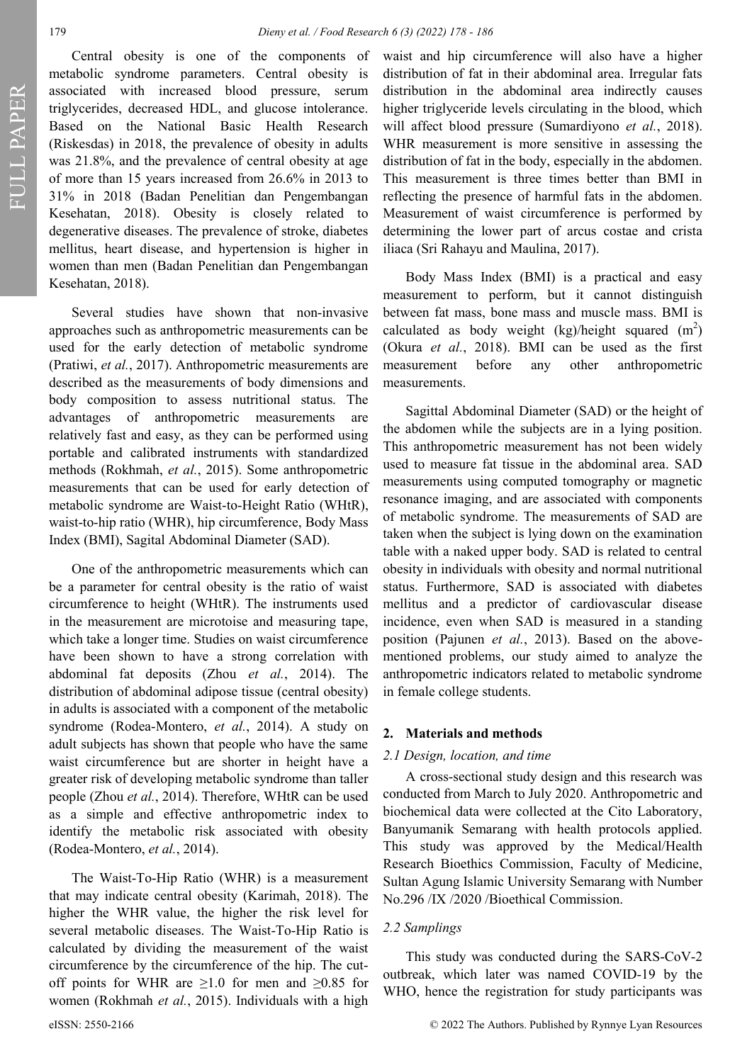Central obesity is one of the components of metabolic syndrome parameters. Central obesity is associated with increased blood pressure, serum triglycerides, decreased HDL, and glucose intolerance. Based on the National Basic Health Research (Riskesdas) in 2018, the prevalence of obesity in adults was 21.8%, and the prevalence of central obesity at age of more than 15 years increased from 26.6% in 2013 to 31% in 2018 (Badan Penelitian dan Pengembangan Kesehatan, 2018). Obesity is closely related to degenerative diseases. The prevalence of stroke, diabetes mellitus, heart disease, and hypertension is higher in women than men (Badan Penelitian dan Pengembangan Kesehatan, 2018).

Several studies have shown that non-invasive approaches such as anthropometric measurements can be used for the early detection of metabolic syndrome (Pratiwi, *et al.*, 2017). Anthropometric measurements are described as the measurements of body dimensions and body composition to assess nutritional status. The advantages of anthropometric measurements are relatively fast and easy, as they can be performed using portable and calibrated instruments with standardized methods (Rokhmah, *et al.*, 2015). Some anthropometric measurements that can be used for early detection of metabolic syndrome are Waist-to-Height Ratio (WHtR), waist-to-hip ratio (WHR), hip circumference, Body Mass Index (BMI), Sagital Abdominal Diameter (SAD).

One of the anthropometric measurements which can be a parameter for central obesity is the ratio of waist circumference to height (WHtR). The instruments used in the measurement are microtoise and measuring tape, which take a longer time. Studies on waist circumference have been shown to have a strong correlation with abdominal fat deposits (Zhou *et al.*, 2014). The distribution of abdominal adipose tissue (central obesity) in adults is associated with a component of the metabolic syndrome (Rodea-Montero, *et al.*, 2014). A study on adult subjects has shown that people who have the same waist circumference but are shorter in height have a greater risk of developing metabolic syndrome than taller people (Zhou *et al.*, 2014). Therefore, WHtR can be used as a simple and effective anthropometric index to identify the metabolic risk associated with obesity (Rodea-Montero, *et al.*, 2014).

The Waist-To-Hip Ratio (WHR) is a measurement that may indicate central obesity (Karimah, 2018). The higher the WHR value, the higher the risk level for several metabolic diseases. The Waist-To-Hip Ratio is calculated by dividing the measurement of the waist circumference by the circumference of the hip. The cut-off points for WHR are ≥1.0 for men and ≥0.85 for women (Rokhmah *et al.*, 2015). Individuals with a high waist and hip circumference will also have a higher distribution of fat in their abdominal area. Irregular fats distribution in the abdominal area indirectly causes higher triglyceride levels circulating in the blood, which will affect blood pressure (Sumardiyono *et al.*, 2018). WHR measurement is more sensitive in assessing the distribution of fat in the body, especially in the abdomen. This measurement is three times better than BMI in reflecting the presence of harmful fats in the abdomen. Measurement of waist circumference is performed by determining the lower part of arcus costae and crista iliaca (Sri Rahayu and Maulina, 2017).

Body Mass Index (BMI) is a practical and easy measurement to perform, but it cannot distinguish between fat mass, bone mass and muscle mass. BMI is calculated as body weight (kg)/height squared ($m^2$) (Okura *et al.*, 2018). BMI can be used as the first measurement before any other anthropometric measurements.

Sagittal Abdominal Diameter (SAD) or the height of the abdomen while the subjects are in a lying position. This anthropometric measurement has not been widely used to measure fat tissue in the abdominal area. SAD measurements using computed tomography or magnetic resonance imaging, and are associated with components of metabolic syndrome. The measurements of SAD are taken when the subject is lying down on the examination table with a naked upper body. SAD is related to central obesity in individuals with obesity and normal nutritional status. Furthermore, SAD is associated with diabetes mellitus and a predictor of cardiovascular disease incidence, even when SAD is measured in a standing position (Pajunen *et al.*, 2013). Based on the above-mentioned problems, our study aimed to analyze the anthropometric indicators related to metabolic syndrome in female college students.

## 2. Materials and methods

### *2.1 Design, location, and time*

A cross-sectional study design and this research was conducted from March to July 2020. Anthropometric and biochemical data were collected at the Cito Laboratory, Banyumanik Semarang with health protocols applied. This study was approved by the Medical/Health Research Bioethics Commission, Faculty of Medicine, Sultan Agung Islamic University Semarang with Number No.296 /IX /2020 /Bioethical Commission.

### *2.2 Samplings*

This study was conducted during the SARS-CoV-2 outbreak, which later was named COVID-19 by the WHO, hence the registration for study participants was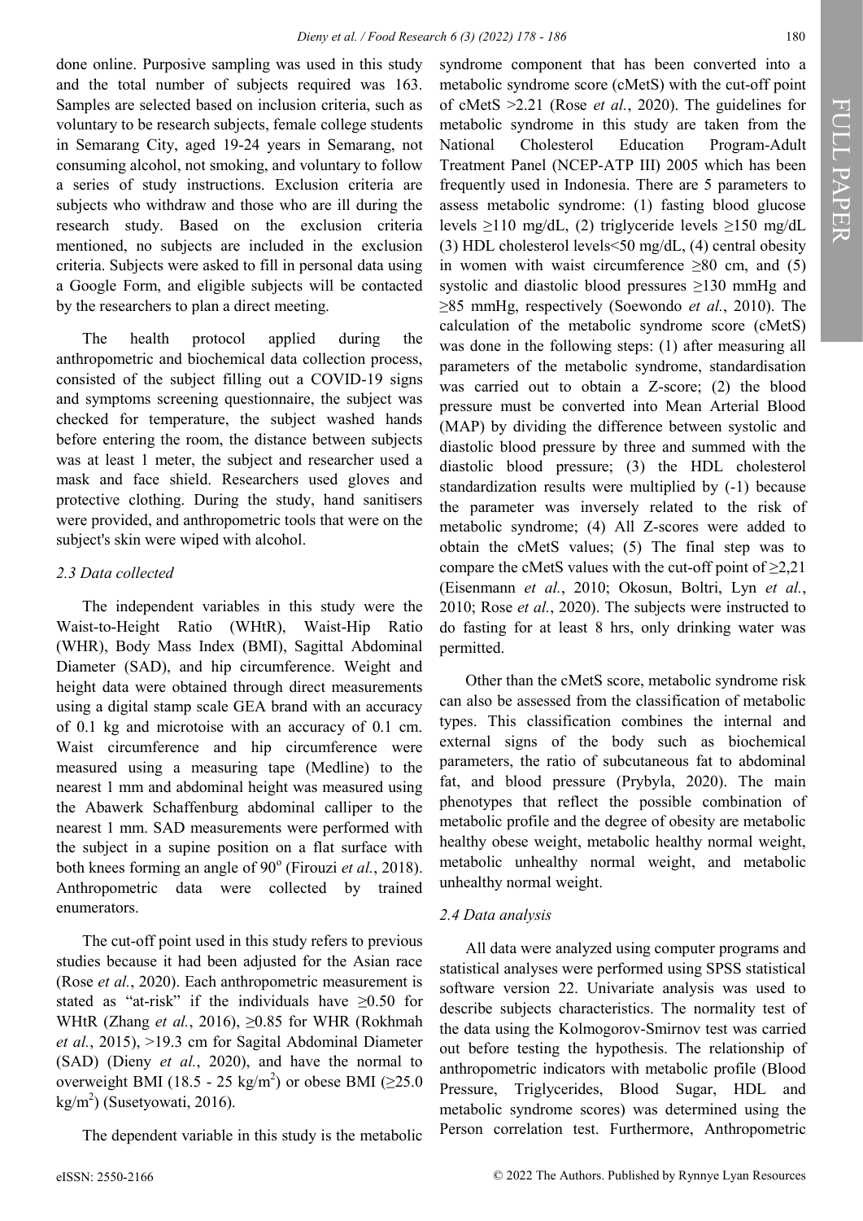done online. Purposive sampling was used in this study and the total number of subjects required was 163. Samples are selected based on inclusion criteria, such as voluntary to be research subjects, female college students in Semarang City, aged 19-24 years in Semarang, not consuming alcohol, not smoking, and voluntary to follow a series of study instructions. Exclusion criteria are subjects who withdraw and those who are ill during the research study. Based on the exclusion criteria mentioned, no subjects are included in the exclusion criteria. Subjects were asked to fill in personal data using a Google Form, and eligible subjects will be contacted by the researchers to plan a direct meeting.

The health protocol applied during the anthropometric and biochemical data collection process, consisted of the subject filling out a COVID-19 signs and symptoms screening questionnaire, the subject was checked for temperature, the subject washed hands before entering the room, the distance between subjects was at least 1 meter, the subject and researcher used a mask and face shield. Researchers used gloves and protective clothing. During the study, hand sanitisers were provided, and anthropometric tools that were on the subject's skin were wiped with alcohol.

### *2.3 Data collected*

The independent variables in this study were the Waist-to-Height Ratio (WHtR), Waist-Hip Ratio (WHR), Body Mass Index (BMI), Sagittal Abdominal Diameter (SAD), and hip circumference. Weight and height data were obtained through direct measurements using a digital stamp scale GEA brand with an accuracy of 0.1 kg and microtoise with an accuracy of 0.1 cm. Waist circumference and hip circumference were measured using a measuring tape (Medline) to the nearest 1 mm and abdominal height was measured using the Abawerk Schaffenburg abdominal calliper to the nearest 1 mm. SAD measurements were performed with the subject in a supine position on a flat surface with both knees forming an angle of 90° (Firouzi *et al.*, 2018). Anthropometric data were collected by trained enumerators.

The cut-off point used in this study refers to previous studies because it had been adjusted for the Asian race (Rose *et al.*, 2020). Each anthropometric measurement is stated as "at-risk" if the individuals have ≥0.50 for WHtR (Zhang *et al.*, 2016), ≥0.85 for WHR (Rokhmah *et al.*, 2015), >19.3 cm for Sagital Abdominal Diameter (SAD) (Dieny *et al.*, 2020), and have the normal to overweight BMI (18.5 - 25 kg/m$^2$) or obese BMI (≥25.0 kg/m$^2$) (Susetyowati, 2016).

The dependent variable in this study is the metabolic syndrome component that has been converted into a metabolic syndrome score (cMetS) with the cut-off point of cMetS >2.21 (Rose *et al.*, 2020). The guidelines for metabolic syndrome in this study are taken from the National Cholesterol Education Program-Adult Treatment Panel (NCEP-ATP III) 2005 which has been frequently used in Indonesia. There are 5 parameters to assess metabolic syndrome: (1) fasting blood glucose levels ≥110 mg/dL, (2) triglyceride levels ≥150 mg/dL (3) HDL cholesterol levels<50 mg/dL, (4) central obesity in women with waist circumference ≥80 cm, and (5) systolic and diastolic blood pressures ≥130 mmHg and ≥85 mmHg, respectively (Soewondo *et al.*, 2010). The calculation of the metabolic syndrome score (cMetS) was done in the following steps: (1) after measuring all parameters of the metabolic syndrome, standardisation was carried out to obtain a Z-score; (2) the blood pressure must be converted into Mean Arterial Blood (MAP) by dividing the difference between systolic and diastolic blood pressure by three and summed with the diastolic blood pressure; (3) the HDL cholesterol standardization results were multiplied by (-1) because the parameter was inversely related to the risk of metabolic syndrome; (4) All Z-scores were added to obtain the cMetS values; (5) The final step was to compare the cMetS values with the cut-off point of ≥2,21 (Eisenmann *et al.*, 2010; Okosun, Boltri, Lyn *et al.*, 2010; Rose *et al.*, 2020). The subjects were instructed to do fasting for at least 8 hrs, only drinking water was permitted.

Other than the cMetS score, metabolic syndrome risk can also be assessed from the classification of metabolic types. This classification combines the internal and external signs of the body such as biochemical parameters, the ratio of subcutaneous fat to abdominal fat, and blood pressure (Prybyla, 2020). The main phenotypes that reflect the possible combination of metabolic profile and the degree of obesity are metabolic healthy obese weight, metabolic healthy normal weight, metabolic unhealthy normal weight, and metabolic unhealthy normal weight.

### *2.4 Data analysis*

All data were analyzed using computer programs and statistical analyses were performed using SPSS statistical software version 22. Univariate analysis was used to describe subjects characteristics. The normality test of the data using the Kolmogorov-Smirnov test was carried out before testing the hypothesis. The relationship of anthropometric indicators with metabolic profile (Blood Pressure, Triglycerides, Blood Sugar, HDL and metabolic syndrome scores) was determined using the Person correlation test. Furthermore, Anthropometric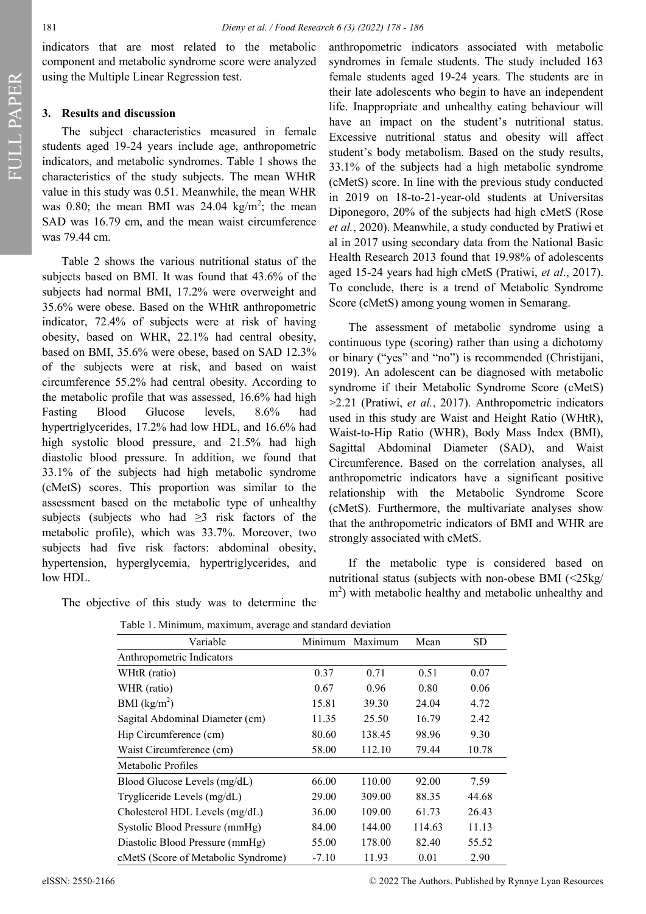indicators that are most related to the metabolic component and metabolic syndrome score were analyzed using the Multiple Linear Regression test.

## 3. Results and discussion

The subject characteristics measured in female students aged 19-24 years include age, anthropometric indicators, and metabolic syndromes. Table 1 shows the characteristics of the study subjects. The mean WHtR value in this study was 0.51. Meanwhile, the mean WHR was 0.80; the mean BMI was 24.04 kg/m$^2$; the mean SAD was 16.79 cm, and the mean waist circumference was 79.44 cm.

Table 2 shows the various nutritional status of the subjects based on BMI. It was found that 43.6% of the subjects had normal BMI, 17.2% were overweight and 35.6% were obese. Based on the WHtR anthropometric indicator, 72.4% of subjects were at risk of having obesity, based on WHR, 22.1% had central obesity, based on BMI, 35.6% were obese, based on SAD 12.3% of the subjects were at risk, and based on waist circumference 55.2% had central obesity. According to the metabolic profile that was assessed, 16.6% had high Fasting Blood Glucose levels, 8.6% had hypertriglycerides, 17.2% had low HDL, and 16.6% had high systolic blood pressure, and 21.5% had high diastolic blood pressure. In addition, we found that 33.1% of the subjects had high metabolic syndrome (cMetS) scores. This proportion was similar to the assessment based on the metabolic type of unhealthy subjects (subjects who had ≥3 risk factors of the metabolic profile), which was 33.7%. Moreover, two subjects had five risk factors: abdominal obesity, hypertension, hyperglycemia, hypertriglycerides, and low HDL.

The objective of this study was to determine the anthropometric indicators associated with metabolic syndromes in female students. The study included 163 female students aged 19-24 years. The students are in their late adolescents who begin to have an independent life. Inappropriate and unhealthy eating behaviour will have an impact on the student's nutritional status. Excessive nutritional status and obesity will affect student's body metabolism. Based on the study results, 33.1% of the subjects had a high metabolic syndrome (cMetS) score. In line with the previous study conducted in 2019 on 18-to-21-year-old students at Universitas Diponegoro, 20% of the subjects had high cMetS (Rose *et al.*, 2020). Meanwhile, a study conducted by Pratiwi et al in 2017 using secondary data from the National Basic Health Research 2013 found that 19.98% of adolescents aged 15-24 years had high cMetS (Pratiwi, *et al*., 2017). To conclude, there is a trend of Metabolic Syndrome Score (cMetS) among young women in Semarang.

The assessment of metabolic syndrome using a continuous type (scoring) rather than using a dichotomy or binary ("yes" and "no") is recommended (Christijani, 2019). An adolescent can be diagnosed with metabolic syndrome if their Metabolic Syndrome Score (cMetS) >2.21 (Pratiwi, *et al.*, 2017). Anthropometric indicators used in this study are Waist and Height Ratio (WHtR), Waist-to-Hip Ratio (WHR), Body Mass Index (BMI), Sagittal Abdominal Diameter (SAD), and Waist Circumference. Based on the correlation analyses, all anthropometric indicators have a significant positive relationship with the Metabolic Syndrome Score (cMetS). Furthermore, the multivariate analyses show that the anthropometric indicators of BMI and WHR are strongly associated with cMetS.

If the metabolic type is considered based on nutritional status (subjects with non-obese BMI (<25kg/m$^2$) with metabolic healthy and metabolic unhealthy and

Table 1. Minimum, maximum, average and standard deviation

| Variable | Minimum | Maximum | Mean | SD |
|---|---|---|---|---|
| Anthropometric Indicators | | | | |
| WHtR (ratio) | 0.37 | 0.71 | 0.51 | 0.07 |
| WHR (ratio) | 0.67 | 0.96 | 0.80 | 0.06 |
| BMI (kg/m$^2$) | 15.81 | 39.30 | 24.04 | 4.72 |
| Sagital Abdominal Diameter (cm) | 11.35 | 25.50 | 16.79 | 2.42 |
| Hip Circumference (cm) | 80.60 | 138.45 | 98.96 | 9.30 |
| Waist Circumference (cm) | 58.00 | 112.10 | 79.44 | 10.78 |
| Metabolic Profiles | | | | |
| Blood Glucose Levels (mg/dL) | 66.00 | 110.00 | 92.00 | 7.59 |
| Trygliceride Levels (mg/dL) | 29.00 | 309.00 | 88.35 | 44.68 |
| Cholesterol HDL Levels (mg/dL) | 36.00 | 109.00 | 61.73 | 26.43 |
| Systolic Blood Pressure (mmHg) | 84.00 | 144.00 | 114.63 | 11.13 |
| Diastolic Blood Pressure (mmHg) | 55.00 | 178.00 | 82.40 | 55.52 |
| cMetS (Score of Metabolic Syndrome) | -7.10 | 11.93 | 0.01 | 2.90 |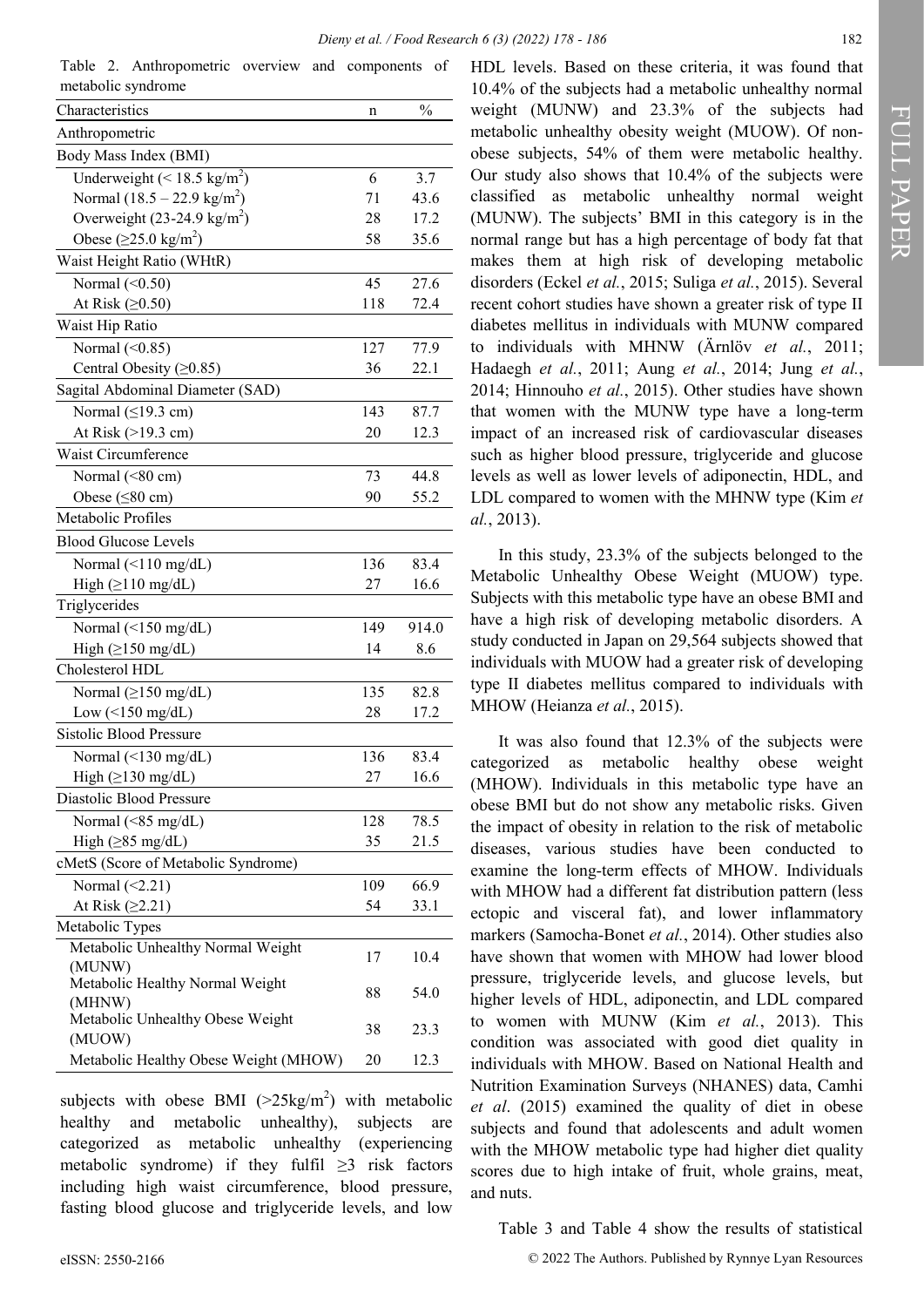Table 2. Anthropometric overview and components of metabolic syndrome

| Characteristics | n | % |
|---|---|---|
| Anthropometric | | |
| Body Mass Index (BMI) | | |
| Underweight (< 18.5 kg/m$^2$) | 6 | 3.7 |
| Normal (18.5 – 22.9 kg/m$^2$) | 71 | 43.6 |
| Overweight (23-24.9 kg/m$^2$) | 28 | 17.2 |
| Obese (≥25.0 kg/m$^2$) | 58 | 35.6 |
| Waist Height Ratio (WHtR) | | |
| Normal (<0.50) | 45 | 27.6 |
| At Risk (≥0.50) | 118 | 72.4 |
| Waist Hip Ratio | | |
| Normal (<0.85) | 127 | 77.9 |
| Central Obesity (≥0.85) | 36 | 22.1 |
| Sagital Abdominal Diameter (SAD) | | |
| Normal (≤19.3 cm) | 143 | 87.7 |
| At Risk (>19.3 cm) | 20 | 12.3 |
| Waist Circumference | | |
| Normal (<80 cm) | 73 | 44.8 |
| Obese (≤80 cm) | 90 | 55.2 |
| Metabolic Profiles | | |
| Blood Glucose Levels | | |
| Normal (<110 mg/dL) | 136 | 83.4 |
| High (≥110 mg/dL) | 27 | 16.6 |
| Triglycerides | | |
| Normal (<150 mg/dL) | 149 | 914.0 |
| High (≥150 mg/dL) | 14 | 8.6 |
| Cholesterol HDL | | |
| Normal (≥150 mg/dL) | 135 | 82.8 |
| Low (<150 mg/dL) | 28 | 17.2 |
| Sistolic Blood Pressure | | |
| Normal (<130 mg/dL) | 136 | 83.4 |
| High (≥130 mg/dL) | 27 | 16.6 |
| Diastolic Blood Pressure | | |
| Normal (<85 mg/dL) | 128 | 78.5 |
| High (≥85 mg/dL) | 35 | 21.5 |
| cMetS (Score of Metabolic Syndrome) | | |
| Normal (<2.21) | 109 | 66.9 |
| At Risk (≥2.21) | 54 | 33.1 |
| Metabolic Types | | |
| Metabolic Unhealthy Normal Weight (MUNW) | 17 | 10.4 |
| Metabolic Healthy Normal Weight (MHNW) | 88 | 54.0 |
| Metabolic Unhealthy Obese Weight (MUOW) | 38 | 23.3 |
| Metabolic Healthy Obese Weight (MHOW) | 20 | 12.3 |

subjects with obese BMI (>25kg/m$^2$) with metabolic healthy and metabolic unhealthy), subjects are categorized as metabolic unhealthy (experiencing metabolic syndrome) if they fulfil ≥3 risk factors including high waist circumference, blood pressure, fasting blood glucose and triglyceride levels, and low HDL levels. Based on these criteria, it was found that 10.4% of the subjects had a metabolic unhealthy normal weight (MUNW) and 23.3% of the subjects had metabolic unhealthy obesity weight (MUOW). Of non-obese subjects, 54% of them were metabolic healthy. Our study also shows that 10.4% of the subjects were classified as metabolic unhealthy normal weight (MUNW). The subjects' BMI in this category is in the normal range but has a high percentage of body fat that makes them at high risk of developing metabolic disorders (Eckel *et al.*, 2015; Suliga *et al.*, 2015). Several recent cohort studies have shown a greater risk of type II diabetes mellitus in individuals with MUNW compared to individuals with MHNW (Ärnlöv *et al.*, 2011; Hadaegh *et al.*, 2011; Aung *et al.*, 2014; Jung *et al.*, 2014; Hinnouho *et al.*, 2015). Other studies have shown that women with the MUNW type have a long-term impact of an increased risk of cardiovascular diseases such as higher blood pressure, triglyceride and glucose levels as well as lower levels of adiponectin, HDL, and LDL compared to women with the MHNW type (Kim *et al.*, 2013).

In this study, 23.3% of the subjects belonged to the Metabolic Unhealthy Obese Weight (MUOW) type. Subjects with this metabolic type have an obese BMI and have a high risk of developing metabolic disorders. A study conducted in Japan on 29,564 subjects showed that individuals with MUOW had a greater risk of developing type II diabetes mellitus compared to individuals with MHOW (Heianza *et al.*, 2015).

It was also found that 12.3% of the subjects were categorized as metabolic healthy obese weight (MHOW). Individuals in this metabolic type have an obese BMI but do not show any metabolic risks. Given the impact of obesity in relation to the risk of metabolic diseases, various studies have been conducted to examine the long-term effects of MHOW. Individuals with MHOW had a different fat distribution pattern (less ectopic and visceral fat), and lower inflammatory markers (Samocha-Bonet *et al.*, 2014). Other studies also have shown that women with MHOW had lower blood pressure, triglyceride levels, and glucose levels, but higher levels of HDL, adiponectin, and LDL compared to women with MUNW (Kim *et al.*, 2013). This condition was associated with good diet quality in individuals with MHOW. Based on National Health and Nutrition Examination Surveys (NHANES) data, Camhi *et al*. (2015) examined the quality of diet in obese subjects and found that adolescents and adult women with the MHOW metabolic type had higher diet quality scores due to high intake of fruit, whole grains, meat, and nuts.

Table 3 and Table 4 show the results of statistical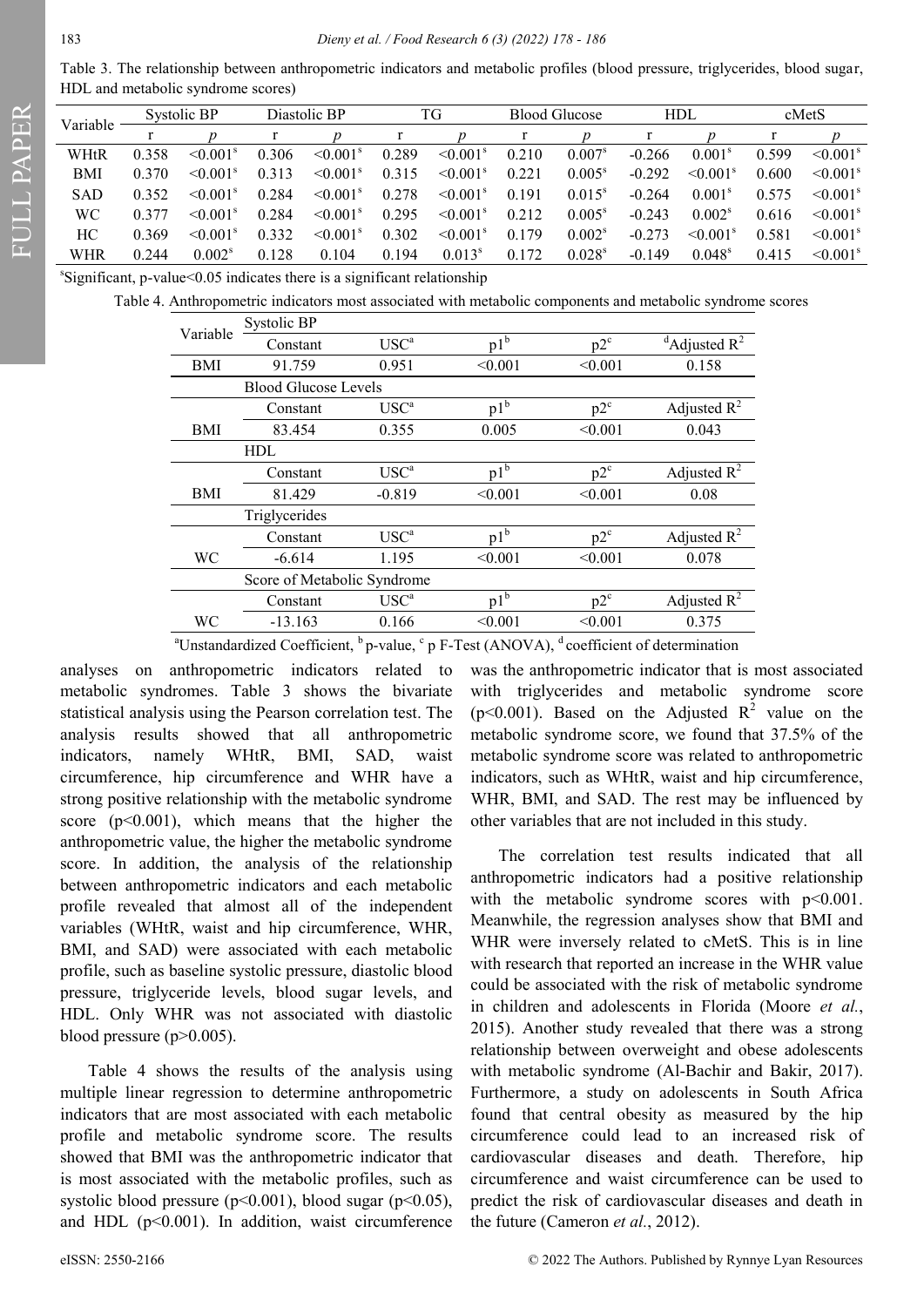Table 3. The relationship between anthropometric indicators and metabolic profiles (blood pressure, triglycerides, blood sugar, HDL and metabolic syndrome scores)

| Variable | Systolic BP | | Diastolic BP | | TG | | Blood Glucose | | HDL | | cMetS | |
|---|---|---|---|---|---|---|---|---|---|---|---|---|
| | r | p | r | p | r | p | r | p | r | p | r | p |
| WHtR | 0.358 | <0.001[s] | 0.306 | <0.001[s] | 0.289 | <0.001[s] | 0.210 | 0.007[s] | -0.266 | 0.001[s] | 0.599 | <0.001[s] |
| BMI | 0.370 | <0.001[s] | 0.313 | <0.001[s] | 0.315 | <0.001[s] | 0.221 | 0.005[s] | -0.292 | <0.001[s] | 0.600 | <0.001[s] |
| SAD | 0.352 | <0.001[s] | 0.284 | <0.001[s] | 0.278 | <0.001[s] | 0.191 | 0.015[s] | -0.264 | 0.001[s] | 0.575 | <0.001[s] |
| WC | 0.377 | <0.001[s] | 0.284 | <0.001[s] | 0.295 | <0.001[s] | 0.212 | 0.005[s] | -0.243 | 0.002[s] | 0.616 | <0.001[s] |
| HC | 0.369 | <0.001[s] | 0.332 | <0.001[s] | 0.302 | <0.001[s] | 0.179 | 0.002[s] | -0.273 | <0.001[s] | 0.581 | <0.001[s] |
| WHR | 0.244 | 0.002[s] | 0.128 | 0.104 | 0.194 | 0.013[s] | 0.172 | 0.028[s] | -0.149 | 0.048[s] | 0.415 | <0.001[s] |

[s]Significant, p-value<0.05 indicates there is a significant relationship

Table 4. Anthropometric indicators most associated with metabolic components and metabolic syndrome scores

| Variable | Systolic BP | | | | |
|---|---|---|---|---|---|
| | Constant | USC[a] | p1[b] | p2[c] | [d]Adjusted $R^2$ |
| BMI | 91.759 | 0.951 | <0.001 | <0.001 | 0.158 |
| | Blood Glucose Levels | | | | |
| | Constant | USC[a] | p1[b] | p2[c] | Adjusted $R^2$ |
| BMI | 83.454 | 0.355 | 0.005 | <0.001 | 0.043 |
| | HDL | | | | |
| | Constant | USC[a] | p1[b] | p2[c] | Adjusted $R^2$ |
| BMI | 81.429 | -0.819 | <0.001 | <0.001 | 0.08 |
| | Triglycerides | | | | |
| | Constant | USC[a] | p1[b] | p2[c] | Adjusted $R^2$ |
| WC | -6.614 | 1.195 | <0.001 | <0.001 | 0.078 |
| | Score of Metabolic Syndrome | | | | |
| | Constant | USC[a] | p1[b] | p2[c] | Adjusted $R^2$ |
| WC | -13.163 | 0.166 | <0.001 | <0.001 | 0.375 |

[a]Unstandardized Coefficient, [b] p-value, [c] p F-Test (ANOVA), [d] coefficient of determination

analyses on anthropometric indicators related to metabolic syndromes. Table 3 shows the bivariate statistical analysis using the Pearson correlation test. The analysis results showed that all anthropometric indicators, namely WHtR, BMI, SAD, waist circumference, hip circumference and WHR have a strong positive relationship with the metabolic syndrome score ($p<0.001$), which means that the higher the anthropometric value, the higher the metabolic syndrome score. In addition, the analysis of the relationship between anthropometric indicators and each metabolic profile revealed that almost all of the independent variables (WHtR, waist and hip circumference, WHR, BMI, and SAD) were associated with each metabolic profile, such as baseline systolic pressure, diastolic blood pressure, triglyceride levels, blood sugar levels, and HDL. Only WHR was not associated with diastolic blood pressure ($p>0.005$).

Table 4 shows the results of the analysis using multiple linear regression to determine anthropometric indicators that are most associated with each metabolic profile and metabolic syndrome score. The results showed that BMI was the anthropometric indicator that is most associated with the metabolic profiles, such as systolic blood pressure ($p<0.001$), blood sugar ($p<0.05$), and HDL ($p<0.001$). In addition, waist circumference was the anthropometric indicator that is most associated with triglycerides and metabolic syndrome score ($p<0.001$). Based on the Adjusted $R^2$ value on the metabolic syndrome score, we found that 37.5% of the metabolic syndrome score was related to anthropometric indicators, such as WHtR, waist and hip circumference, WHR, BMI, and SAD. The rest may be influenced by other variables that are not included in this study.

The correlation test results indicated that all anthropometric indicators had a positive relationship with the metabolic syndrome scores with $p<0.001$. Meanwhile, the regression analyses show that BMI and WHR were inversely related to cMetS. This is in line with research that reported an increase in the WHR value could be associated with the risk of metabolic syndrome in children and adolescents in Florida (Moore *et al.*, 2015). Another study revealed that there was a strong relationship between overweight and obese adolescents with metabolic syndrome (Al-Bachir and Bakir, 2017). Furthermore, a study on adolescents in South Africa found that central obesity as measured by the hip circumference could lead to an increased risk of cardiovascular diseases and death. Therefore, hip circumference and waist circumference can be used to predict the risk of cardiovascular diseases and death in the future (Cameron *et al.*, 2012).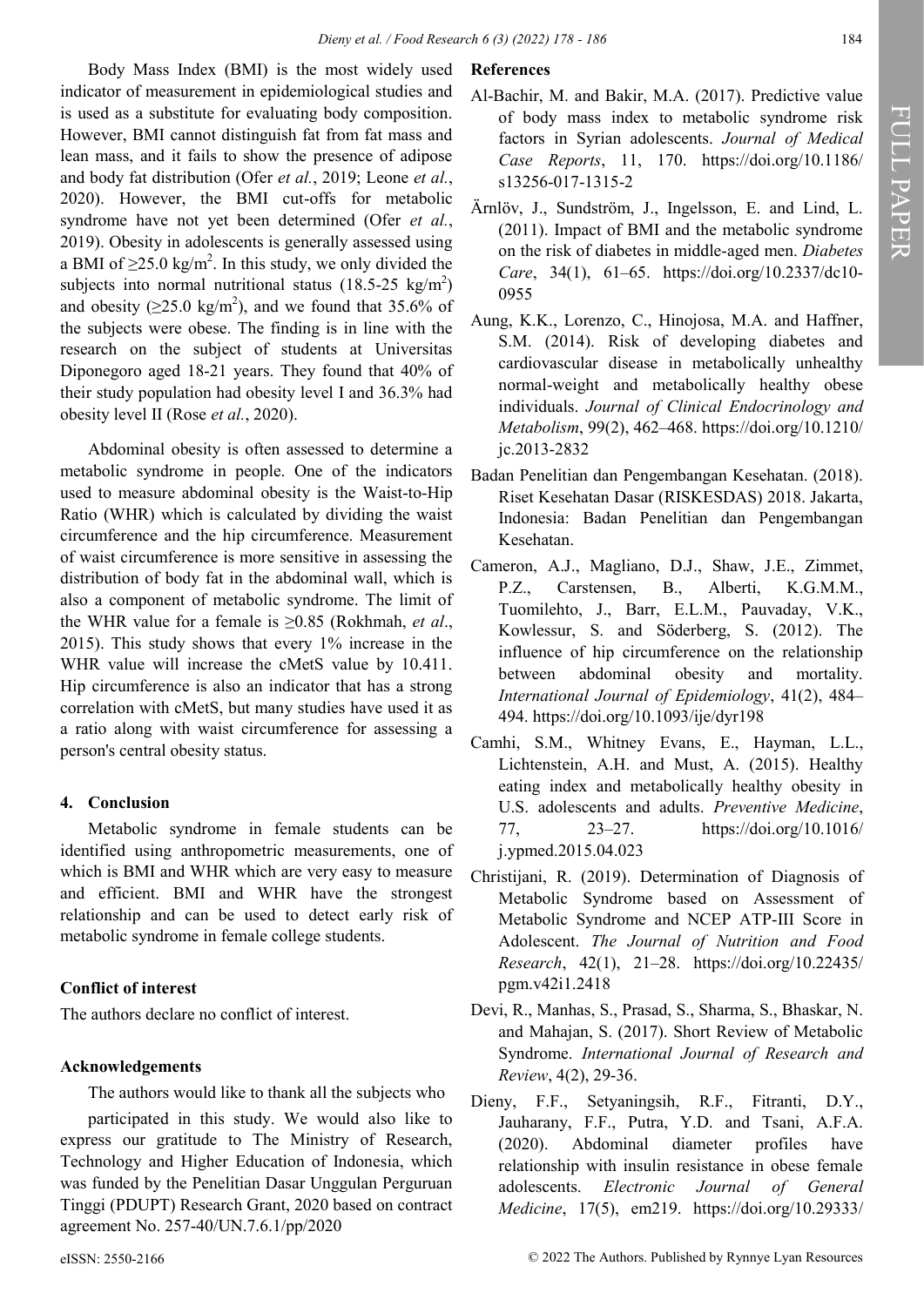Body Mass Index (BMI) is the most widely used indicator of measurement in epidemiological studies and is used as a substitute for evaluating body composition. However, BMI cannot distinguish fat from fat mass and lean mass, and it fails to show the presence of adipose and body fat distribution (Ofer *et al.*, 2019; Leone *et al.*, 2020). However, the BMI cut-offs for metabolic syndrome have not yet been determined (Ofer *et al.*, 2019). Obesity in adolescents is generally assessed using a BMI of ≥25.0 kg/m$^2$. In this study, we only divided the subjects into normal nutritional status (18.5-25 kg/m$^2$) and obesity (≥25.0 kg/m$^2$), and we found that 35.6% of the subjects were obese. The finding is in line with the research on the subject of students at Universitas Diponegoro aged 18-21 years. They found that 40% of their study population had obesity level I and 36.3% had obesity level II (Rose *et al.*, 2020).

Abdominal obesity is often assessed to determine a metabolic syndrome in people. One of the indicators used to measure abdominal obesity is the Waist-to-Hip Ratio (WHR) which is calculated by dividing the waist circumference and the hip circumference. Measurement of waist circumference is more sensitive in assessing the distribution of body fat in the abdominal wall, which is also a component of metabolic syndrome. The limit of the WHR value for a female is ≥0.85 (Rokhmah, *et al*., 2015). This study shows that every 1% increase in the WHR value will increase the cMetS value by 10.411. Hip circumference is also an indicator that has a strong correlation with cMetS, but many studies have used it as a ratio along with waist circumference for assessing a person's central obesity status.

## 4. Conclusion

Metabolic syndrome in female students can be identified using anthropometric measurements, one of which is BMI and WHR which are very easy to measure and efficient. BMI and WHR have the strongest relationship and can be used to detect early risk of metabolic syndrome in female college students.

### Conflict of interest

The authors declare no conflict of interest.

### Acknowledgements

The authors would like to thank all the subjects who participated in this study. We would also like to express our gratitude to The Ministry of Research, Technology and Higher Education of Indonesia, which was funded by the Penelitian Dasar Unggulan Perguruan Tinggi (PDUPT) Research Grant, 2020 based on contract agreement No. 257-40/UN.7.6.1/pp/2020

### References

Al-Bachir, M. and Bakir, M.A. (2017). Predictive value of body mass index to metabolic syndrome risk factors in Syrian adolescents. *Journal of Medical Case Reports*, 11, 170. https://doi.org/10.1186/s13256-017-1315-2

Ärnlöv, J., Sundström, J., Ingelsson, E. and Lind, L. (2011). Impact of BMI and the metabolic syndrome on the risk of diabetes in middle-aged men. *Diabetes Care*, 34(1), 61–65. https://doi.org/10.2337/dc10-0955

Aung, K.K., Lorenzo, C., Hinojosa, M.A. and Haffner, S.M. (2014). Risk of developing diabetes and cardiovascular disease in metabolically unhealthy normal-weight and metabolically healthy obese individuals. *Journal of Clinical Endocrinology and Metabolism*, 99(2), 462–468. https://doi.org/10.1210/jc.2013-2832

Badan Penelitian dan Pengembangan Kesehatan. (2018). Riset Kesehatan Dasar (RISKESDAS) 2018. Jakarta, Indonesia: Badan Penelitian dan Pengembangan Kesehatan.

Cameron, A.J., Magliano, D.J., Shaw, J.E., Zimmet, P.Z., Carstensen, B., Alberti, K.G.M.M., Tuomilehto, J., Barr, E.L.M., Pauvaday, V.K., Kowlessur, S. and Söderberg, S. (2012). The influence of hip circumference on the relationship between abdominal obesity and mortality. *International Journal of Epidemiology*, 41(2), 484–494. https://doi.org/10.1093/ije/dyr198

Camhi, S.M., Whitney Evans, E., Hayman, L.L., Lichtenstein, A.H. and Must, A. (2015). Healthy eating index and metabolically healthy obesity in U.S. adolescents and adults. *Preventive Medicine*, 77, 23–27. https://doi.org/10.1016/j.ypmed.2015.04.023

Christijani, R. (2019). Determination of Diagnosis of Metabolic Syndrome based on Assessment of Metabolic Syndrome and NCEP ATP-III Score in Adolescent. *The Journal of Nutrition and Food Research*, 42(1), 21–28. https://doi.org/10.22435/pgm.v42i1.2418

Devi, R., Manhas, S., Prasad, S., Sharma, S., Bhaskar, N. and Mahajan, S. (2017). Short Review of Metabolic Syndrome. *International Journal of Research and Review*, 4(2), 29-36.

Dieny, F.F., Setyaningsih, R.F., Fitranti, D.Y., Jauharany, F.F., Putra, Y.D. and Tsani, A.F.A. (2020). Abdominal diameter profiles have relationship with insulin resistance in obese female adolescents. *Electronic Journal of General Medicine*, 17(5), em219. https://doi.org/10.29333/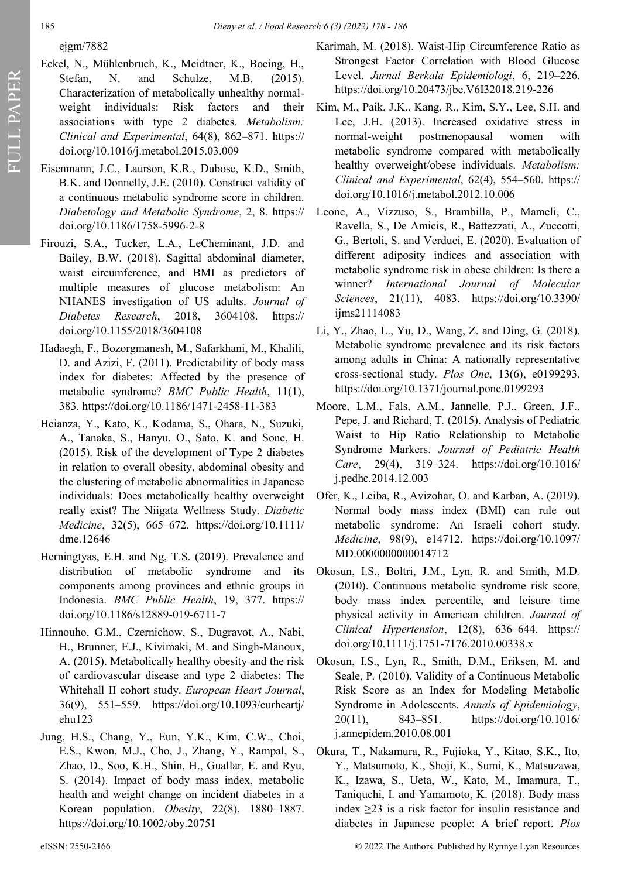ejgm/7882

Eckel, N., Mühlenbruch, K., Meidtner, K., Boeing, H., Stefan, N. and Schulze, M.B. (2015). Characterization of metabolically unhealthy normal-weight individuals: Risk factors and their associations with type 2 diabetes. *Metabolism: Clinical and Experimental*, 64(8), 862–871. https://doi.org/10.1016/j.metabol.2015.03.009

Eisenmann, J.C., Laurson, K.R., Dubose, K.D., Smith, B.K. and Donnelly, J.E. (2010). Construct validity of a continuous metabolic syndrome score in children. *Diabetology and Metabolic Syndrome*, 2, 8. https://doi.org/10.1186/1758-5996-2-8

Firouzi, S.A., Tucker, L.A., LeCheminant, J.D. and Bailey, B.W. (2018). Sagittal abdominal diameter, waist circumference, and BMI as predictors of multiple measures of glucose metabolism: An NHANES investigation of US adults. *Journal of Diabetes Research*, 2018, 3604108. https://doi.org/10.1155/2018/3604108

Hadaegh, F., Bozorgmanesh, M., Safarkhani, M., Khalili, D. and Azizi, F. (2011). Predictability of body mass index for diabetes: Affected by the presence of metabolic syndrome? *BMC Public Health*, 11(1), 383. https://doi.org/10.1186/1471-2458-11-383

Heianza, Y., Kato, K., Kodama, S., Ohara, N., Suzuki, A., Tanaka, S., Hanyu, O., Sato, K. and Sone, H. (2015). Risk of the development of Type 2 diabetes in relation to overall obesity, abdominal obesity and the clustering of metabolic abnormalities in Japanese individuals: Does metabolically healthy overweight really exist? The Niigata Wellness Study. *Diabetic Medicine*, 32(5), 665–672. https://doi.org/10.1111/dme.12646

Herningtyas, E.H. and Ng, T.S. (2019). Prevalence and distribution of metabolic syndrome and its components among provinces and ethnic groups in Indonesia. *BMC Public Health*, 19, 377. https://doi.org/10.1186/s12889-019-6711-7

Hinnouho, G.M., Czernichow, S., Dugravot, A., Nabi, H., Brunner, E.J., Kivimaki, M. and Singh-Manoux, A. (2015). Metabolically healthy obesity and the risk of cardiovascular disease and type 2 diabetes: The Whitehall II cohort study. *European Heart Journal*, 36(9), 551–559. https://doi.org/10.1093/eurheartj/ehu123

Jung, H.S., Chang, Y., Eun, Y.K., Kim, C.W., Choi, E.S., Kwon, M.J., Cho, J., Zhang, Y., Rampal, S., Zhao, D., Soo, K.H., Shin, H., Guallar, E. and Ryu, S. (2014). Impact of body mass index, metabolic health and weight change on incident diabetes in a Korean population. *Obesity*, 22(8), 1880–1887. https://doi.org/10.1002/oby.20751

Karimah, M. (2018). Waist-Hip Circumference Ratio as Strongest Factor Correlation with Blood Glucose Level. *Jurnal Berkala Epidemiologi*, 6, 219–226. https://doi.org/10.20473/jbe.V6I32018.219-226

Kim, M., Paik, J.K., Kang, R., Kim, S.Y., Lee, S.H. and Lee, J.H. (2013). Increased oxidative stress in normal-weight postmenopausal women with metabolic syndrome compared with metabolically healthy overweight/obese individuals. *Metabolism: Clinical and Experimental*, 62(4), 554–560. https://doi.org/10.1016/j.metabol.2012.10.006

Leone, A., Vizzuso, S., Brambilla, P., Mameli, C., Ravella, S., De Amicis, R., Battezzati, A., Zuccotti, G., Bertoli, S. and Verduci, E. (2020). Evaluation of different adiposity indices and association with metabolic syndrome risk in obese children: Is there a winner? *International Journal of Molecular Sciences*, 21(11), 4083. https://doi.org/10.3390/ijms21114083

Li, Y., Zhao, L., Yu, D., Wang, Z. and Ding, G. (2018). Metabolic syndrome prevalence and its risk factors among adults in China: A nationally representative cross-sectional study. *Plos One*, 13(6), e0199293. https://doi.org/10.1371/journal.pone.0199293

Moore, L.M., Fals, A.M., Jannelle, P.J., Green, J.F., Pepe, J. and Richard, T. (2015). Analysis of Pediatric Waist to Hip Ratio Relationship to Metabolic Syndrome Markers. *Journal of Pediatric Health Care*, 29(4), 319–324. https://doi.org/10.1016/j.pedhc.2014.12.003

Ofer, K., Leiba, R., Avizohar, O. and Karban, A. (2019). Normal body mass index (BMI) can rule out metabolic syndrome: An Israeli cohort study. *Medicine*, 98(9), e14712. https://doi.org/10.1097/MD.0000000000014712

Okosun, I.S., Boltri, J.M., Lyn, R. and Smith, M.D. (2010). Continuous metabolic syndrome risk score, body mass index percentile, and leisure time physical activity in American children. *Journal of Clinical Hypertension*, 12(8), 636–644. https://doi.org/10.1111/j.1751-7176.2010.00338.x

Okosun, I.S., Lyn, R., Smith, D.M., Eriksen, M. and Seale, P. (2010). Validity of a Continuous Metabolic Risk Score as an Index for Modeling Metabolic Syndrome in Adolescents. *Annals of Epidemiology*, 20(11), 843–851. https://doi.org/10.1016/j.annepidem.2010.08.001

Okura, T., Nakamura, R., Fujioka, Y., Kitao, S.K., Ito, Y., Matsumoto, K., Shoji, K., Sumi, K., Matsuzawa, K., Izawa, S., Ueta, W., Kato, M., Imamura, T., Taniquchi, I. and Yamamoto, K. (2018). Body mass index ≥23 is a risk factor for insulin resistance and diabetes in Japanese people: A brief report. *Plos*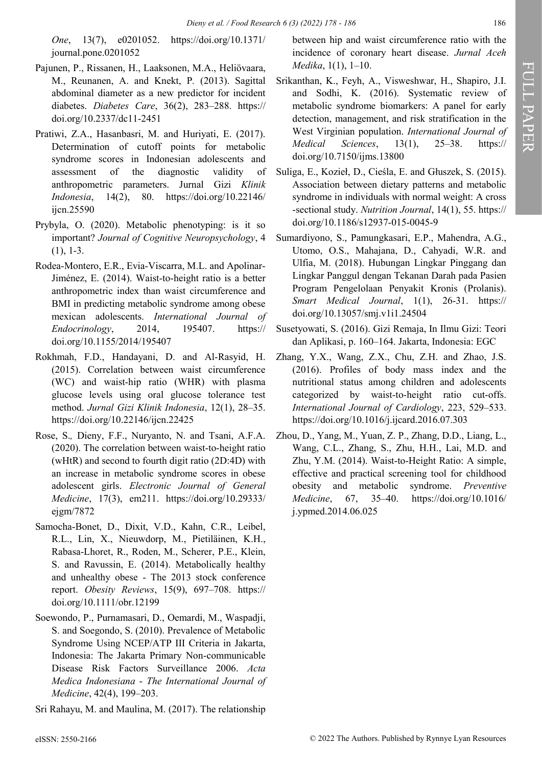*One*, 13(7), e0201052. https://doi.org/10.1371/journal.pone.0201052

Pajunen, P., Rissanen, H., Laaksonen, M.A., Heliövaara, M., Reunanen, A. and Knekt, P. (2013). Sagittal abdominal diameter as a new predictor for incident diabetes. *Diabetes Care*, 36(2), 283–288. https://doi.org/10.2337/dc11-2451

Pratiwi, Z.A., Hasanbasri, M. and Huriyati, E. (2017). Determination of cutoff points for metabolic syndrome scores in Indonesian adolescents and assessment of the diagnostic validity of anthropometric parameters. Jurnal Gizi *Klinik Indonesia*, 14(2), 80. https://doi.org/10.22146/ijcn.25590

Prybyla, O. (2020). Metabolic phenotyping: is it so important? *Journal of Cognitive Neuropsychology*, 4 (1), 1-3.

Rodea-Montero, E.R., Evia-Viscarra, M.L. and Apolinar-Jiménez, E. (2014). Waist-to-height ratio is a better anthropometric index than waist circumference and BMI in predicting metabolic syndrome among obese mexican adolescents. *International Journal of Endocrinology*, 2014, 195407. https://doi.org/10.1155/2014/195407

Rokhmah, F.D., Handayani, D. and Al-Rasyid, H. (2015). Correlation between waist circumference (WC) and waist-hip ratio (WHR) with plasma glucose levels using oral glucose tolerance test method. *Jurnal Gizi Klinik Indonesia*, 12(1), 28–35. https://doi.org/10.22146/ijcn.22425

Rose, S., Dieny, F.F., Nuryanto, N. and Tsani, A.F.A. (2020). The correlation between waist-to-height ratio (wHtR) and second to fourth digit ratio (2D:4D) with an increase in metabolic syndrome scores in obese adolescent girls. *Electronic Journal of General Medicine*, 17(3), em211. https://doi.org/10.29333/ejgm/7872

Samocha-Bonet, D., Dixit, V.D., Kahn, C.R., Leibel, R.L., Lin, X., Nieuwdorp, M., Pietiläinen, K.H., Rabasa-Lhoret, R., Roden, M., Scherer, P.E., Klein, S. and Ravussin, E. (2014). Metabolically healthy and unhealthy obese - The 2013 stock conference report. *Obesity Reviews*, 15(9), 697–708. https://doi.org/10.1111/obr.12199

Soewondo, P., Purnamasari, D., Oemardi, M., Waspadji, S. and Soegondo, S. (2010). Prevalence of Metabolic Syndrome Using NCEP/ATP III Criteria in Jakarta, Indonesia: The Jakarta Primary Non-communicable Disease Risk Factors Surveillance 2006. *Acta Medica Indonesiana - The International Journal of Medicine*, 42(4), 199–203.

Sri Rahayu, M. and Maulina, M. (2017). The relationship between hip and waist circumference ratio with the incidence of coronary heart disease. *Jurnal Aceh Medika*, 1(1), 1–10.

Srikanthan, K., Feyh, A., Visweshwar, H., Shapiro, J.I. and Sodhi, K. (2016). Systematic review of metabolic syndrome biomarkers: A panel for early detection, management, and risk stratification in the West Virginian population. *International Journal of Medical Sciences*, 13(1), 25–38. https://doi.org/10.7150/ijms.13800

Suliga, E., Kozieł, D., Cieśla, E. and Głuszek, S. (2015). Association between dietary patterns and metabolic syndrome in individuals with normal weight: A cross-sectional study. *Nutrition Journal*, 14(1), 55. https://doi.org/10.1186/s12937-015-0045-9

Sumardiyono, S., Pamungkasari, E.P., Mahendra, A.G., Utomo, O.S., Mahajana, D., Cahyadi, W.R. and Ulfia, M. (2018). Hubungan Lingkar Pinggang dan Lingkar Panggul dengan Tekanan Darah pada Pasien Program Pengelolaan Penyakit Kronis (Prolanis). *Smart Medical Journal*, 1(1), 26-31. https://doi.org/10.13057/smj.v1i1.24504

Susetyowati, S. (2016). Gizi Remaja, In Ilmu Gizi: Teori dan Aplikasi, p. 160–164. Jakarta, Indonesia: EGC

Zhang, Y.X., Wang, Z.X., Chu, Z.H. and Zhao, J.S. (2016). Profiles of body mass index and the nutritional status among children and adolescents categorized by waist-to-height ratio cut-offs. *International Journal of Cardiology*, 223, 529–533. https://doi.org/10.1016/j.ijcard.2016.07.303

Zhou, D., Yang, M., Yuan, Z. P., Zhang, D.D., Liang, L., Wang, C.L., Zhang, S., Zhu, H.H., Lai, M.D. and Zhu, Y.M. (2014). Waist-to-Height Ratio: A simple, effective and practical screening tool for childhood obesity and metabolic syndrome. *Preventive Medicine*, 67, 35–40. https://doi.org/10.1016/j.ypmed.2014.06.025